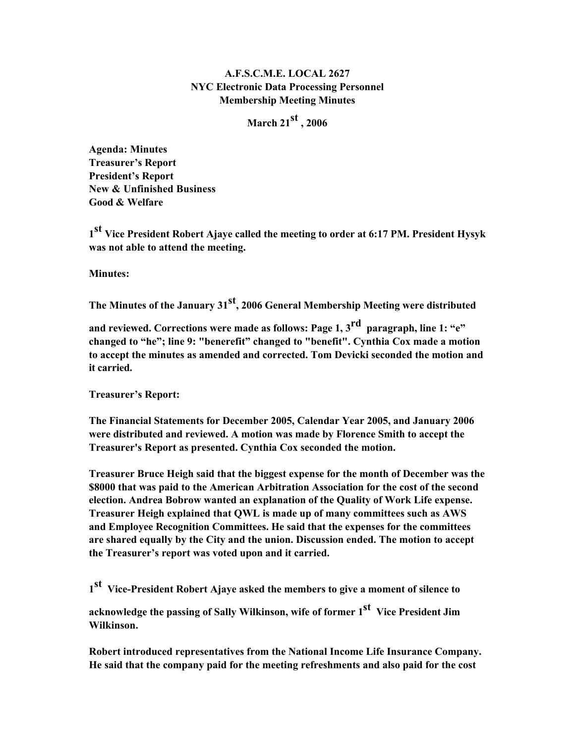**A.F.S.C.M.E. LOCAL 2627**
**NYC Electronic Data Processing Personnel**
**Membership Meeting Minutes**

**March 21st, 2006**

**Agenda: Minutes**
**Treasurer's Report**
**President's Report**
**New & Unfinished Business**
**Good & Welfare**

**1st Vice President Robert Ajaye called the meeting to order at 6:17 PM. President Hysyk was not able to attend the meeting.**

**Minutes:**

**The Minutes of the January 31st, 2006 General Membership Meeting were distributed and reviewed. Corrections were made as follows: Page 1, 3rd paragraph, line 1: "e" changed to "he"; line 9: "benerefit" changed to "benefit". Cynthia Cox made a motion to accept the minutes as amended and corrected. Tom Devicki seconded the motion and it carried.**

**Treasurer's Report:**

**The Financial Statements for December 2005, Calendar Year 2005, and January 2006 were distributed and reviewed. A motion was made by Florence Smith to accept the Treasurer's Report as presented. Cynthia Cox seconded the motion.**

**Treasurer Bruce Heigh said that the biggest expense for the month of December was the $8000 that was paid to the American Arbitration Association for the cost of the second election. Andrea Bobrow wanted an explanation of the Quality of Work Life expense. Treasurer Heigh explained that QWL is made up of many committees such as AWS and Employee Recognition Committees. He said that the expenses for the committees are shared equally by the City and the union. Discussion ended. The motion to accept the Treasurer's report was voted upon and it carried.**

**1st Vice-President Robert Ajaye asked the members to give a moment of silence to acknowledge the passing of Sally Wilkinson, wife of former 1st Vice President Jim Wilkinson.**

**Robert introduced representatives from the National Income Life Insurance Company. He said that the company paid for the meeting refreshments and also paid for the cost**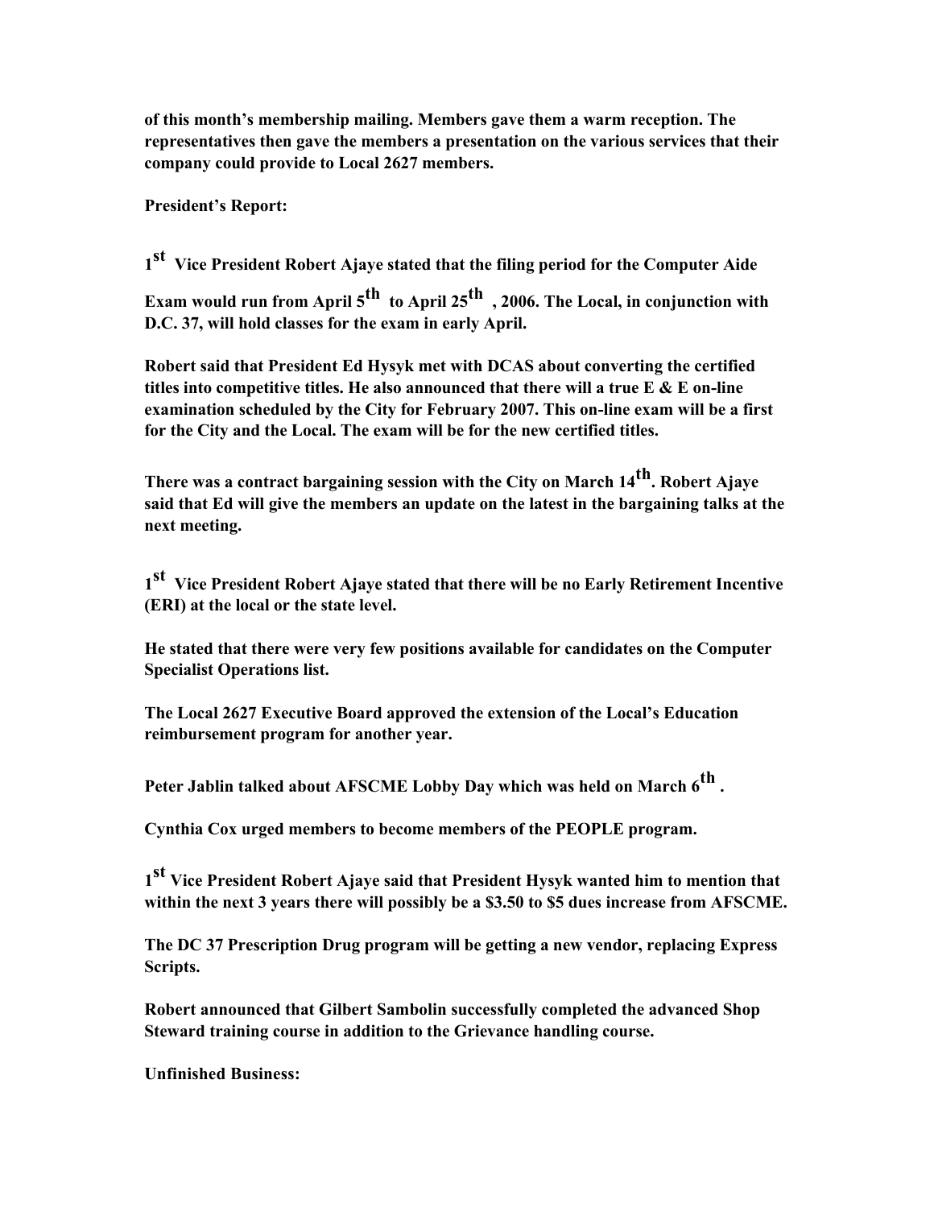**of this month's membership mailing. Members gave them a warm reception. The representatives then gave the members a presentation on the various services that their company could provide to Local 2627 members.**

**President's Report:**

**1st Vice President Robert Ajaye stated that the filing period for the Computer Aide Exam would run from April 5th to April 25th , 2006. The Local, in conjunction with D.C. 37, will hold classes for the exam in early April.**

**Robert said that President Ed Hysyk met with DCAS about converting the certified titles into competitive titles. He also announced that there will a true E & E on-line examination scheduled by the City for February 2007. This on-line exam will be a first for the City and the Local. The exam will be for the new certified titles.**

**There was a contract bargaining session with the City on March 14th. Robert Ajaye said that Ed will give the members an update on the latest in the bargaining talks at the next meeting.**

**1st Vice President Robert Ajaye stated that there will be no Early Retirement Incentive (ERI) at the local or the state level.**

**He stated that there were very few positions available for candidates on the Computer Specialist Operations list.**

**The Local 2627 Executive Board approved the extension of the Local's Education reimbursement program for another year.**

**Peter Jablin talked about AFSCME Lobby Day which was held on March 6th .**

**Cynthia Cox urged members to become members of the PEOPLE program.**

**1st Vice President Robert Ajaye said that President Hysyk wanted him to mention that within the next 3 years there will possibly be a $3.50 to $5 dues increase from AFSCME.**

**The DC 37 Prescription Drug program will be getting a new vendor, replacing Express Scripts.**

**Robert announced that Gilbert Sambolin successfully completed the advanced Shop Steward training course in addition to the Grievance handling course.**

**Unfinished Business:**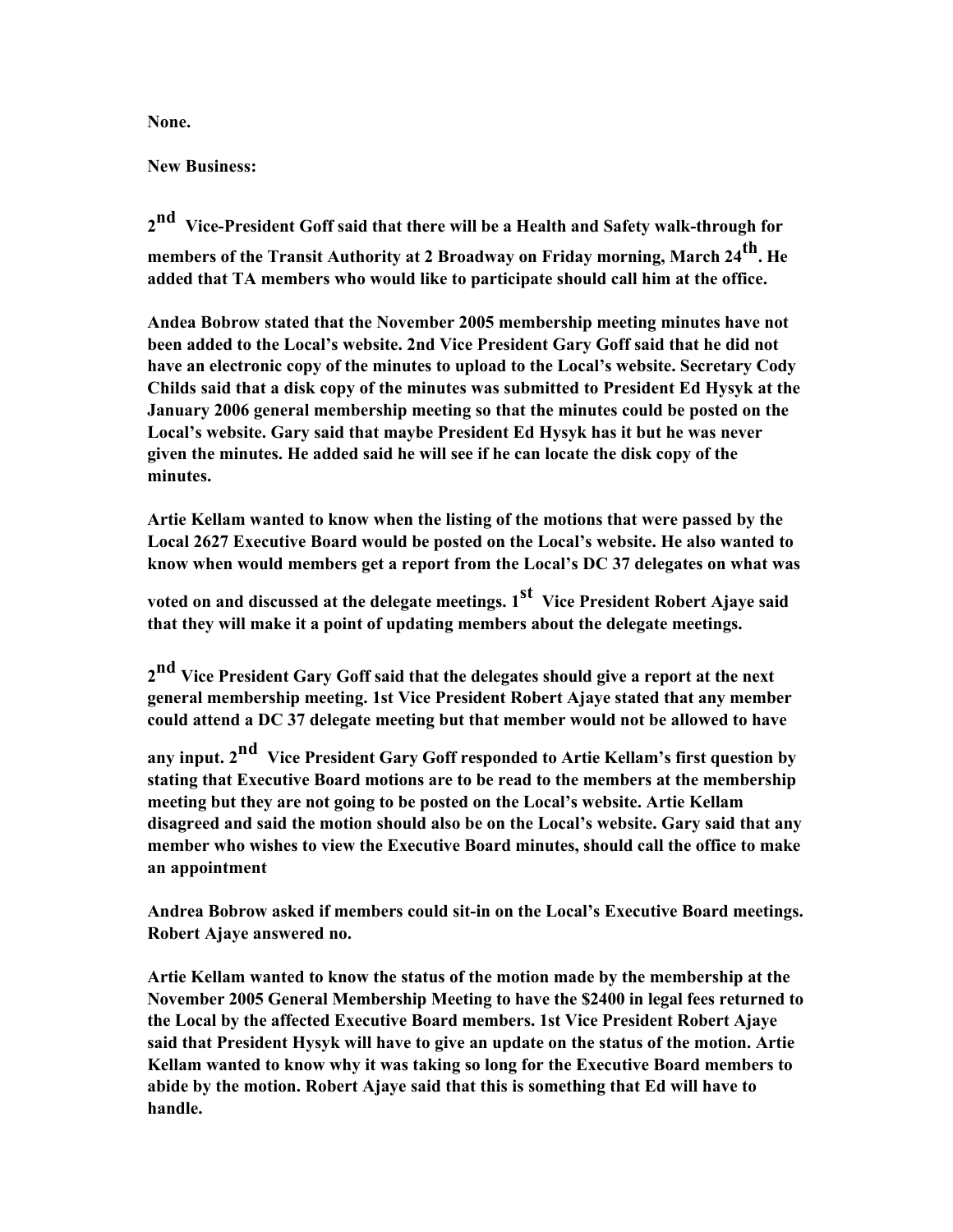**None.**

**New Business:**

**2nd Vice-President Goff said that there will be a Health and Safety walk-through for members of the Transit Authority at 2 Broadway on Friday morning, March 24th. He added that TA members who would like to participate should call him at the office.**

**Andea Bobrow stated that the November 2005 membership meeting minutes have not been added to the Local's website. 2nd Vice President Gary Goff said that he did not have an electronic copy of the minutes to upload to the Local's website. Secretary Cody Childs said that a disk copy of the minutes was submitted to President Ed Hysyk at the January 2006 general membership meeting so that the minutes could be posted on the Local's website. Gary said that maybe President Ed Hysyk has it but he was never given the minutes. He added said he will see if he can locate the disk copy of the minutes.**

**Artie Kellam wanted to know when the listing of the motions that were passed by the Local 2627 Executive Board would be posted on the Local's website. He also wanted to know when would members get a report from the Local's DC 37 delegates on what was voted on and discussed at the delegate meetings. 1st Vice President Robert Ajaye said that they will make it a point of updating members about the delegate meetings.**

**2nd Vice President Gary Goff said that the delegates should give a report at the next general membership meeting. 1st Vice President Robert Ajaye stated that any member could attend a DC 37 delegate meeting but that member would not be allowed to have any input. 2nd Vice President Gary Goff responded to Artie Kellam's first question by stating that Executive Board motions are to be read to the members at the membership meeting but they are not going to be posted on the Local's website. Artie Kellam disagreed and said the motion should also be on the Local's website. Gary said that any member who wishes to view the Executive Board minutes, should call the office to make an appointment**

**Andrea Bobrow asked if members could sit-in on the Local's Executive Board meetings. Robert Ajaye answered no.**

**Artie Kellam wanted to know the status of the motion made by the membership at the November 2005 General Membership Meeting to have the $2400 in legal fees returned to the Local by the affected Executive Board members. 1st Vice President Robert Ajaye said that President Hysyk will have to give an update on the status of the motion. Artie Kellam wanted to know why it was taking so long for the Executive Board members to abide by the motion. Robert Ajaye said that this is something that Ed will have to handle.**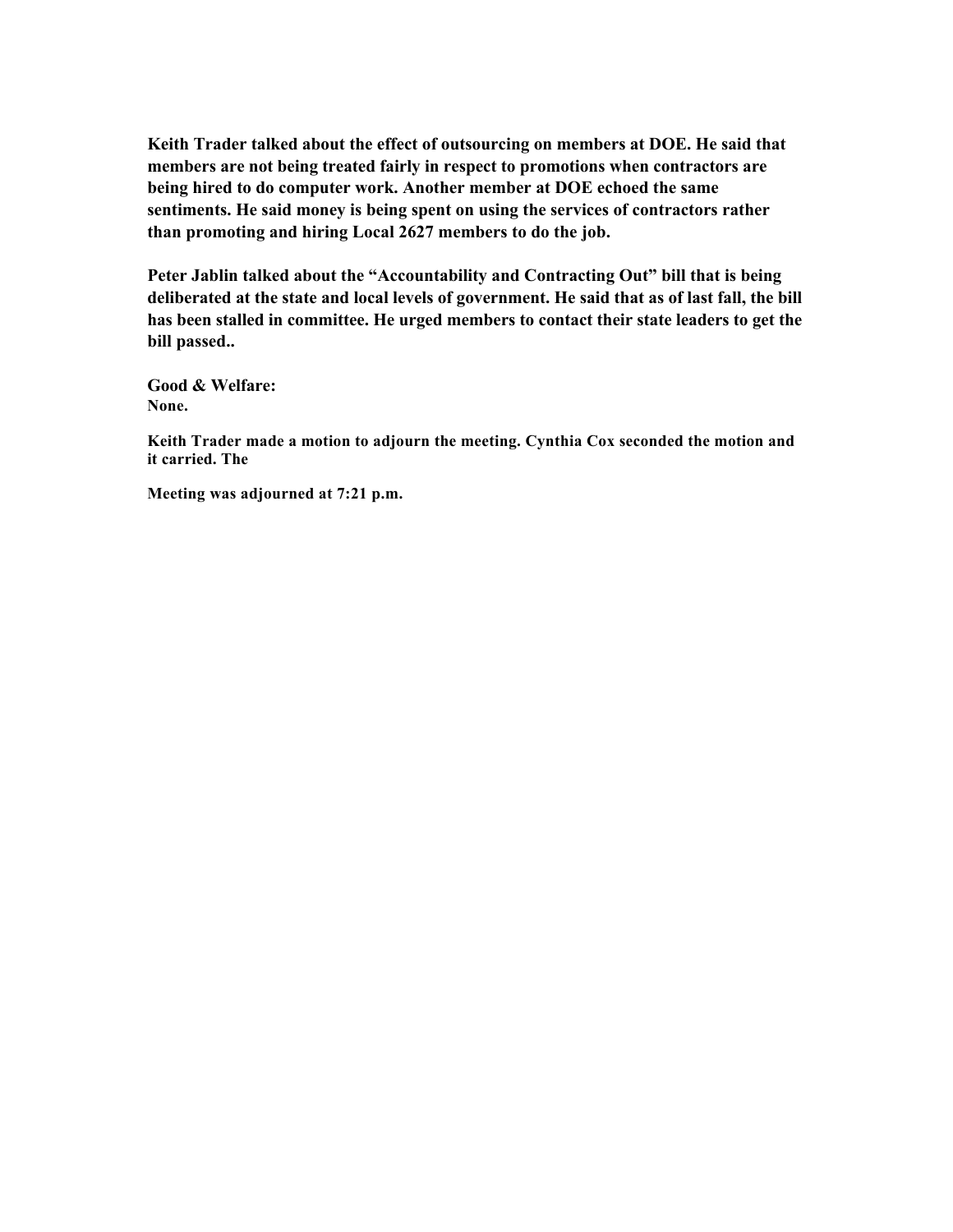**Keith Trader talked about the effect of outsourcing on members at DOE. He said that members are not being treated fairly in respect to promotions when contractors are being hired to do computer work. Another member at DOE echoed the same sentiments. He said money is being spent on using the services of contractors rather than promoting and hiring Local 2627 members to do the job.**

**Peter Jablin talked about the "Accountability and Contracting Out" bill that is being deliberated at the state and local levels of government. He said that as of last fall, the bill has been stalled in committee. He urged members to contact their state leaders to get the bill passed..**

**Good & Welfare:**
**None.**

**Keith Trader made a motion to adjourn the meeting. Cynthia Cox seconded the motion and it carried. The**

**Meeting was adjourned at 7:21 p.m.**